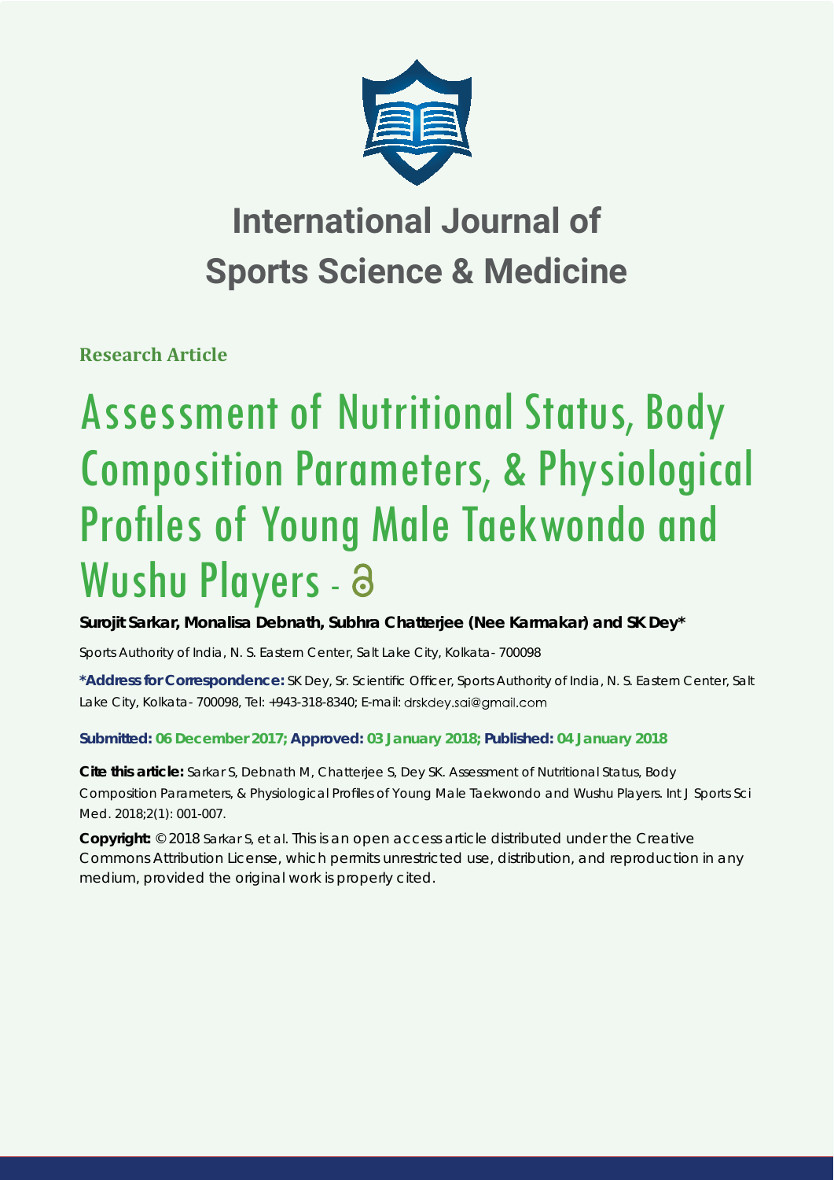# International Journal of Sports Science & Medicine

**Research Article**

# Assessment of Nutritional Status, Body Composition Parameters, & Physiological Profiles of Young Male Taekwondo and Wushu Players - 

**Surojit Sarkar, Monalisa Debnath, Subhra Chatterjee (Nee Karmakar) and SK Dey***

Sports Authority of India, N. S. Eastern Center, Salt Lake City, Kolkata- 700098

**\*Address for Correspondence:** SK Dey, Sr. Scientific Officer, Sports Authority of India, N. S. Eastern Center, Salt Lake City, Kolkata- 700098, Tel: +943-318-8340; E-mail: drskdey.sai@gmail.com

**Submitted: 06 December 2017; Approved: 03 January 2018; Published: 04 January 2018**

**Cite this article:** Sarkar S, Debnath M, Chatterjee S, Dey SK. Assessment of Nutritional Status, Body Composition Parameters, & Physiological Profiles of Young Male Taekwondo and Wushu Players. Int J Sports Sci Med. 2018;2(1): 001-007.

**Copyright:** © 2018 Sarkar S, et al. This is an open access article distributed under the Creative Commons Attribution License, which permits unrestricted use, distribution, and reproduction in any medium, provided the original work is properly cited.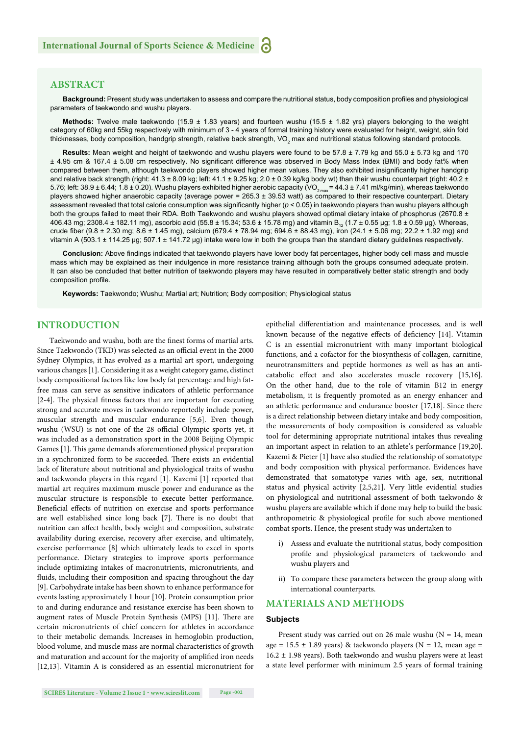## ABSTRACT

**Background:** Present study was undertaken to assess and compare the nutritional status, body composition profiles and physiological parameters of taekwondo and wushu players.

**Methods:** Twelve male taekwondo (15.9 ± 1.83 years) and fourteen wushu (15.5 ± 1.82 yrs) players belonging to the weight category of 60kg and 55kg respectively with minimum of 3 - 4 years of formal training history were evaluated for height, weight, skin fold thicknesses, body composition, handgrip strength, relative back strength, $VO_2$ max and nutritional status following standard protocols.

**Results:** Mean weight and height of taekwondo and wushu players were found to be 57.8 ± 7.79 kg and 55.0 ± 5.73 kg and 170 ± 4.95 cm & 167.4 ± 5.08 cm respectively. No significant difference was observed in Body Mass Index (BMI) and body fat% when compared between them, although taekwondo players showed higher mean values. They also exhibited insignificantly higher handgrip and relative back strength (right: 41.3 ± 8.09 kg; left: 41.1 ± 9.25 kg; 2.0 ± 0.39 kg/kg body wt) than their wushu counterpart (right: 40.2 ± 5.76; left: 38.9 ± 6.44; 1.8 ± 0.20). Wushu players exhibited higher aerobic capacity ($VO_{2\,max}$ = 44.3 ± 7.41 ml/kg/min), whereas taekwondo players showed higher anaerobic capacity (average power = 265.3 ± 39.53 watt) as compared to their respective counterpart. Dietary assessment revealed that total calorie consumption was significantly higher ($p$ < 0.05) in taekwondo players than wushu players although both the groups failed to meet their RDA. Both Taekwondo and wushu players showed optimal dietary intake of phosphorus (2670.8 ± 406.43 mg; 2308.4 ± 182.11 mg), ascorbic acid (55.8 ± 15.34; 53.6 ± 15.78 mg) and vitamin $B_{12}$ (1.7 ± 0.55 µg; 1.8 ± 0.59 µg). Whereas, crude fiber (9.8 ± 2.30 mg; 8.6 ± 1.45 mg), calcium (679.4 ± 78.94 mg; 694.6 ± 88.43 mg), iron (24.1 ± 5.06 mg; 22.2 ± 1.92 mg) and vitamin A (503.1 ± 114.25 µg; 507.1 ± 141.72 µg) intake were low in both the groups than the standard dietary guidelines respectively.

**Conclusion:** Above findings indicated that taekwondo players have lower body fat percentages, higher body cell mass and muscle mass which may be explained as their indulgence in more resistance training although both the groups consumed adequate protein. It can also be concluded that better nutrition of taekwondo players may have resulted in comparatively better static strength and body composition profile.

**Keywords:** Taekwondo; Wushu; Martial art; Nutrition; Body composition; Physiological status

## INTRODUCTION

Taekwondo and wushu, both are the finest forms of martial arts. Since Taekwondo (TKD) was selected as an official event in the 2000 Sydney Olympics, it has evolved as a martial art sport, undergoing various changes [1]. Considering it as a weight category game, distinct body compositional factors like low body fat percentage and high fat-free mass can serve as sensitive indicators of athletic performance [2-4]. The physical fitness factors that are important for executing strong and accurate moves in taekwondo reportedly include power, muscular strength and muscular endurance [5,6]. Even though wushu (WSU) is not one of the 28 official Olympic sports yet, it was included as a demonstration sport in the 2008 Beijing Olympic Games [1]. This game demands aforementioned physical preparation in a synchronized form to be succeeded. There exists an evidential lack of literature about nutritional and physiological traits of wushu and taekwondo players in this regard [1]. Kazemi [1] reported that martial art requires maximum muscle power and endurance as the muscular structure is responsible to execute better performance. Beneficial effects of nutrition on exercise and sports performance are well established since long back [7]. There is no doubt that nutrition can affect health, body weight and composition, substrate availability during exercise, recovery after exercise, and ultimately, exercise performance [8] which ultimately leads to excel in sports performance. Dietary strategies to improve sports performance include optimizing intakes of macronutrients, micronutrients, and fluids, including their composition and spacing throughout the day [9]. Carbohydrate intake has been shown to enhance performance for events lasting approximately 1 hour [10]. Protein consumption prior to and during endurance and resistance exercise has been shown to augment rates of Muscle Protein Synthesis (MPS) [11]. There are certain micronutrients of chief concern for athletes in accordance to their metabolic demands. Increases in hemoglobin production, blood volume, and muscle mass are normal characteristics of growth and maturation and account for the majority of amplified iron needs [12,13]. Vitamin A is considered as an essential micronutrient for epithelial differentiation and maintenance processes, and is well known because of the negative effects of deficiency [14]. Vitamin C is an essential micronutrient with many important biological functions, and a cofactor for the biosynthesis of collagen, carnitine, neurotransmitters and peptide hormones as well as has an anti-catabolic effect and also accelerates muscle recovery [15,16]. On the other hand, due to the role of vitamin B12 in energy metabolism, it is frequently promoted as an energy enhancer and an athletic performance and endurance booster [17,18]. Since there is a direct relationship between dietary intake and body composition, the measurements of body composition is considered as valuable tool for determining appropriate nutritional intakes thus revealing an important aspect in relation to an athlete's performance [19,20]. Kazemi & Pieter [1] have also studied the relationship of somatotype and body composition with physical performance. Evidences have demonstrated that somatotype varies with age, sex, nutritional status and physical activity [2,5,21]. Very little evidential studies on physiological and nutritional assessment of both taekwondo & wushu players are available which if done may help to build the basic anthropometric & physiological profile for such above mentioned combat sports. Hence, the present study was undertaken to

i) Assess and evaluate the nutritional status, body composition profile and physiological parameters of taekwondo and wushu players and

ii) To compare these parameters between the group along with international counterparts.

## MATERIALS AND METHODS

### Subjects

Present study was carried out on 26 male wushu (N = 14, mean age = 15.5 ± 1.89 years) & taekwondo players (N = 12, mean age = 16.2 ± 1.98 years). Both taekwondo and wushu players were at least a state level performer with minimum 2.5 years of formal training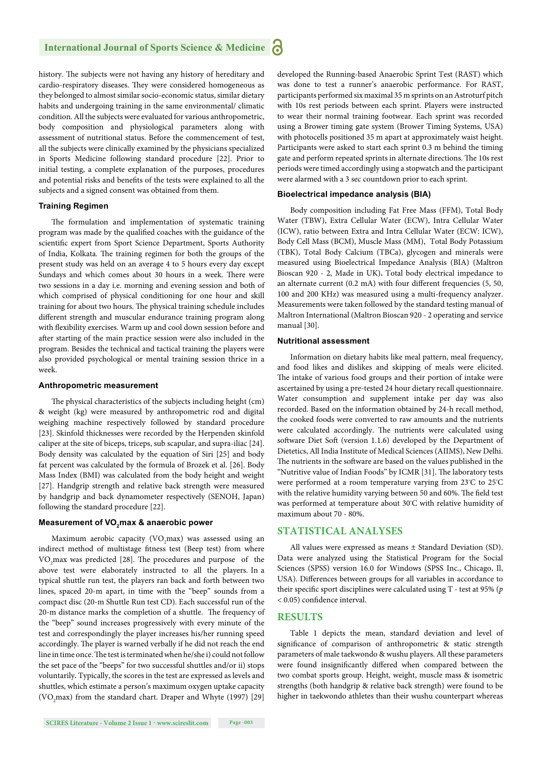history. The subjects were not having any history of hereditary and cardio-respiratory diseases. They were considered homogeneous as they belonged to almost similar socio-economic status, similar dietary habits and undergoing training in the same environmental/ climatic condition. All the subjects were evaluated for various anthropometric, body composition and physiological parameters along with assessment of nutritional status. Before the commencement of test, all the subjects were clinically examined by the physicians specialized in Sports Medicine following standard procedure [22]. Prior to initial testing, a complete explanation of the purposes, procedures and potential risks and benefits of the tests were explained to all the subjects and a signed consent was obtained from them.

### Training Regimen

The formulation and implementation of systematic training program was made by the qualified coaches with the guidance of the scientific expert from Sport Science Department, Sports Authority of India, Kolkata. The training regimen for both the groups of the present study was held on an average 4 to 5 hours every day except Sundays and which comes about 30 hours in a week. There were two sessions in a day i.e. morning and evening session and both of which comprised of physical conditioning for one hour and skill training for about two hours. The physical training schedule includes different strength and muscular endurance training program along with flexibility exercises. Warm up and cool down session before and after starting of the main practice session were also included in the program. Besides the technical and tactical training the players were also provided psychological or mental training session thrice in a week.

### Anthropometric measurement

The physical characteristics of the subjects including height (cm) & weight (kg) were measured by anthropometric rod and digital weighing machine respectively followed by standard procedure [23]. Skinfold thicknesses were recorded by the Herpenden skinfold caliper at the site of biceps, triceps, sub scapular, and supra-iliac [24]. Body density was calculated by the equation of Siri [25] and body fat percent was calculated by the formula of Brozek et al. [26]. Body Mass Index (BMI) was calculated from the body height and weight [27]. Handgrip strength and relative back strength were measured by handgrip and back dynamometer respectively (SENOH, Japan) following the standard procedure [22].

### Measurement of $VO_2$max & anaerobic power

Maximum aerobic capacity ($VO_2$max) was assessed using an indirect method of multistage fitness test (Beep test) from where $VO_2$max was predicted [28]. The procedures and purpose of the above test were elaborately instructed to all the players. In a typical shuttle run test, the players ran back and forth between two lines, spaced 20-m apart, in time with the "beep" sounds from a compact disc (20-m Shuttle Run test CD). Each successful run of the 20-m distance marks the completion of a shuttle. The frequency of the "beep" sound increases progressively with every minute of the test and correspondingly the player increases his/her running speed accordingly. The player is warned verbally if he did not reach the end line in time once. The test is terminated when he/she i) could not follow the set pace of the "beeps" for two successful shuttles and/or ii) stops voluntarily. Typically, the scores in the test are expressed as levels and shuttles, which estimate a person's maximum oxygen uptake capacity ($VO_2$max) from the standard chart. Draper and Whyte (1997) [29] developed the Running-based Anaerobic Sprint Test (RAST) which was done to test a runner's anaerobic performance. For RAST, participants performed six maximal 35 m sprints on an Astroturf pitch with 10s rest periods between each sprint. Players were instructed to wear their normal training footwear. Each sprint was recorded using a Brower timing gate system (Brower Timing Systems, USA) with photocells positioned 35 m apart at approximately waist height. Participants were asked to start each sprint 0.3 m behind the timing gate and perform repeated sprints in alternate directions. The 10s rest periods were timed accordingly using a stopwatch and the participant were alarmed with a 3 sec countdown prior to each sprint.

### Bioelectrical impedance analysis (BIA)

Body composition including Fat Free Mass (FFM), Total Body Water (TBW), Extra Cellular Water (ECW), Intra Cellular Water (ICW), ratio between Extra and Intra Cellular Water (ECW: ICW), Body Cell Mass (BCM), Muscle Mass (MM), Total Body Potassium (TBK), Total Body Calcium (TBCa), glycogen and minerals were measured using Bioelectrical Impedance Analysis (BIA) (Maltron Bioscan 920 - 2, Made in UK). Total body electrical impedance to an alternate current (0.2 mA) with four different frequencies (5, 50, 100 and 200 KHz) was measured using a multi-frequency analyzer. Measurements were taken followed by the standard testing manual of Maltron International (Maltron Bioscan 920 - 2 operating and service manual [30].

### Nutritional assessment

Information on dietary habits like meal pattern, meal frequency, and food likes and dislikes and skipping of meals were elicited. The intake of various food groups and their portion of intake were ascertained by using a pre-tested 24 hour dietary recall questionnaire. Water consumption and supplement intake per day was also recorded. Based on the information obtained by 24-h recall method, the cooked foods were converted to raw amounts and the nutrients were calculated accordingly. The nutrients were calculated using software Diet Soft (version 1.1.6) developed by the Department of Dietetics, All India Institute of Medical Sciences (AIIMS), New Delhi. The nutrients in the software are based on the values published in the "Nutritive value of Indian Foods" by ICMR [31]. The laboratory tests were performed at a room temperature varying from 23°C to 25°C with the relative humidity varying between 50 and 60%. The field test was performed at temperature about 30°C with relative humidity of maximum about 70 - 80%.

## STATISTICAL ANALYSES

All values were expressed as means ± Standard Deviation (SD). Data were analyzed using the Statistical Program for the Social Sciences (SPSS) version 16.0 for Windows (SPSS Inc., Chicago, Il, USA). Differences between groups for all variables in accordance to their specific sport disciplines were calculated using T - test at 95% ($p < 0.05$) confidence interval.

## RESULTS

Table 1 depicts the mean, standard deviation and level of significance of comparison of anthropometric & static strength parameters of male taekwondo & wushu players. All these parameters were found insignificantly differed when compared between the two combat sports group. Height, weight, muscle mass & isometric strengths (both handgrip & relative back strength) were found to be higher in taekwondo athletes than their wushu counterpart whereas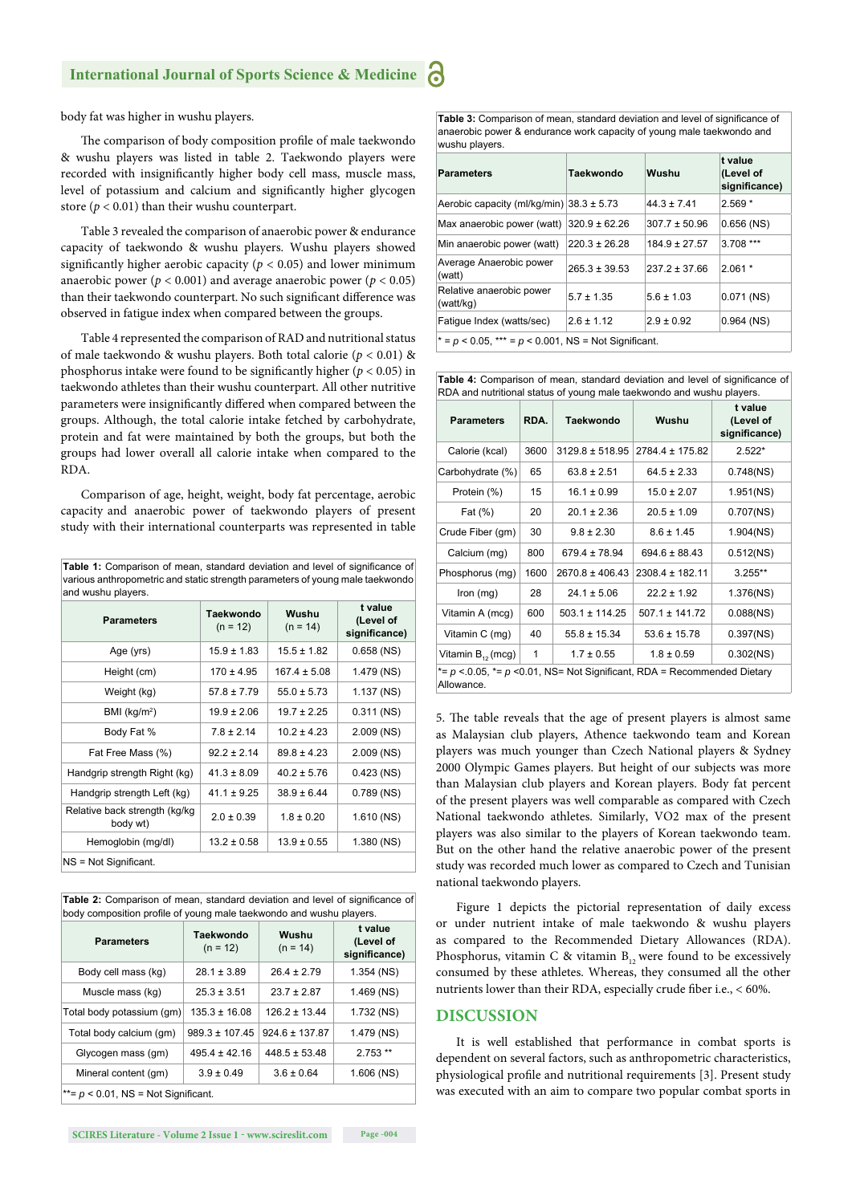body fat was higher in wushu players.

The comparison of body composition profile of male taekwondo & wushu players was listed in table 2. Taekwondo players were recorded with insignificantly higher body cell mass, muscle mass, level of potassium and calcium and significantly higher glycogen store ($p < 0.01$) than their wushu counterpart.

Table 3 revealed the comparison of anaerobic power & endurance capacity of taekwondo & wushu players. Wushu players showed significantly higher aerobic capacity ($p < 0.05$) and lower minimum anaerobic power ($p < 0.001$) and average anaerobic power ($p < 0.05$) than their taekwondo counterpart. No such significant difference was observed in fatigue index when compared between the groups.

Table 4 represented the comparison of RAD and nutritional status of male taekwondo & wushu players. Both total calorie ($p < 0.01$) & phosphorus intake were found to be significantly higher ($p < 0.05$) in taekwondo athletes than their wushu counterpart. All other nutritive parameters were insignificantly differed when compared between the groups. Although, the total calorie intake fetched by carbohydrate, protein and fat were maintained by both the groups, but both the groups had lower overall all calorie intake when compared to the RDA.

Comparison of age, height, weight, body fat percentage, aerobic capacity and anaerobic power of taekwondo players of present study with their international counterparts was represented in table 5. The table reveals that the age of present players is almost same as Malaysian club players, Athence taekwondo team and Korean players was much younger than Czech National players & Sydney 2000 Olympic Games players. But height of our subjects was more than Malaysian club players and Korean players. Body fat percent of the present players was well comparable as compared with Czech National taekwondo athletes. Similarly, VO2 max of the present players was also similar to the players of Korean taekwondo team. But on the other hand the relative anaerobic power of the present study was recorded much lower as compared to Czech and Tunisian national taekwondo players.

**Table 1:** Comparison of mean, standard deviation and level of significance of various anthropometric and static strength parameters of young male taekwondo and wushu players.

| Parameters | Taekwondo (n = 12) | Wushu (n = 14) | t value (Level of significance) |
|---|---|---|---|
| Age (yrs) | 15.9 ± 1.83 | 15.5 ± 1.82 | 0.658 (NS) |
| Height (cm) | 170 ± 4.95 | 167.4 ± 5.08 | 1.479 (NS) |
| Weight (kg) | 57.8 ± 7.79 | 55.0 ± 5.73 | 1.137 (NS) |
| BMI (kg/m²) | 19.9 ± 2.06 | 19.7 ± 2.25 | 0.311 (NS) |
| Body Fat % | 7.8 ± 2.14 | 10.2 ± 4.23 | 2.009 (NS) |
| Fat Free Mass (%) | 92.2 ± 2.14 | 89.8 ± 4.23 | 2.009 (NS) |
| Handgrip strength Right (kg) | 41.3 ± 8.09 | 40.2 ± 5.76 | 0.423 (NS) |
| Handgrip strength Left (kg) | 41.1 ± 9.25 | 38.9 ± 6.44 | 0.789 (NS) |
| Relative back strength (kg/kg body wt) | 2.0 ± 0.39 | 1.8 ± 0.20 | 1.610 (NS) |
| Hemoglobin (mg/dl) | 13.2 ± 0.58 | 13.9 ± 0.55 | 1.380 (NS) |

NS = Not Significant.

**Table 2:** Comparison of mean, standard deviation and level of significance of body composition profile of young male taekwondo and wushu players.

| Parameters | Taekwondo (n = 12) | Wushu (n = 14) | t value (Level of significance) |
|---|---|---|---|
| Body cell mass (kg) | 28.1 ± 3.89 | 26.4 ± 2.79 | 1.354 (NS) |
| Muscle mass (kg) | 25.3 ± 3.51 | 23.7 ± 2.87 | 1.469 (NS) |
| Total body potassium (gm) | 135.3 ± 16.08 | 126.2 ± 13.44 | 1.732 (NS) |
| Total body calcium (gm) | 989.3 ± 107.45 | 924.6 ± 137.87 | 1.479 (NS) |
| Glycogen mass (gm) | 495.4 ± 42.16 | 448.5 ± 53.48 | 2.753 ** |
| Mineral content (gm) | 3.9 ± 0.49 | 3.6 ± 0.64 | 1.606 (NS) |

**= $p < 0.01$, NS = Not Significant.

**Table 3:** Comparison of mean, standard deviation and level of significance of anaerobic power & endurance work capacity of young male taekwondo and wushu players.

| Parameters | Taekwondo | Wushu | t value (Level of significance) |
|---|---|---|---|
| Aerobic capacity (ml/kg/min) | 38.3 ± 5.73 | 44.3 ± 7.41 | 2.569 * |
| Max anaerobic power (watt) | 320.9 ± 62.26 | 307.7 ± 50.96 | 0.656 (NS) |
| Min anaerobic power (watt) | 220.3 ± 26.28 | 184.9 ± 27.57 | 3.708 *** |
| Average Anaerobic power (watt) | 265.3 ± 39.53 | 237.2 ± 37.66 | 2.061 * |
| Relative anaerobic power (watt/kg) | 5.7 ± 1.35 | 5.6 ± 1.03 | 0.071 (NS) |
| Fatigue Index (watts/sec) | 2.6 ± 1.12 | 2.9 ± 0.92 | 0.964 (NS) |

* = $p < 0.05$, *** = $p < 0.001$, NS = Not Significant.

**Table 4:** Comparison of mean, standard deviation and level of significance of RDA and nutritional status of young male taekwondo and wushu players.

| Parameters | RDA. | Taekwondo | Wushu | t value (Level of significance) |
|---|---|---|---|---|
| Calorie (kcal) | 3600 | 3129.8 ± 518.95 | 2784.4 ± 175.82 | 2.522* |
| Carbohydrate (%) | 65 | 63.8 ± 2.51 | 64.5 ± 2.33 | 0.748(NS) |
| Protein (%) | 15 | 16.1 ± 0.99 | 15.0 ± 2.07 | 1.951(NS) |
| Fat (%) | 20 | 20.1 ± 2.36 | 20.5 ± 1.09 | 0.707(NS) |
| Crude Fiber (gm) | 30 | 9.8 ± 2.30 | 8.6 ± 1.45 | 1.904(NS) |
| Calcium (mg) | 800 | 679.4 ± 78.94 | 694.6 ± 88.43 | 0.512(NS) |
| Phosphorus (mg) | 1600 | 2670.8 ± 406.43 | 2308.4 ± 182.11 | 3.255** |
| Iron (mg) | 28 | 24.1 ± 5.06 | 22.2 ± 1.92 | 1.376(NS) |
| Vitamin A (mcg) | 600 | 503.1 ± 114.25 | 507.1 ± 141.72 | 0.088(NS) |
| Vitamin C (mg) | 40 | 55.8 ± 15.34 | 53.6 ± 15.78 | 0.397(NS) |
| Vitamin $B_{12}$ (mcg) | 1 | 1.7 ± 0.55 | 1.8 ± 0.59 | 0.302(NS) |

*= $p < 0.05$, *= $p < 0.01$, NS= Not Significant, RDA = Recommended Dietary Allowance.

Figure 1 depicts the pictorial representation of daily excess or under nutrient intake of male taekwondo & wushu players as compared to the Recommended Dietary Allowances (RDA). Phosphorus, vitamin C & vitamin $B_{12}$ were found to be excessively consumed by these athletes. Whereas, they consumed all the other nutrients lower than their RDA, especially crude fiber i.e., < 60%.

## DISCUSSION

It is well established that performance in combat sports is dependent on several factors, such as anthropometric characteristics, physiological profile and nutritional requirements [3]. Present study was executed with an aim to compare two popular combat sports in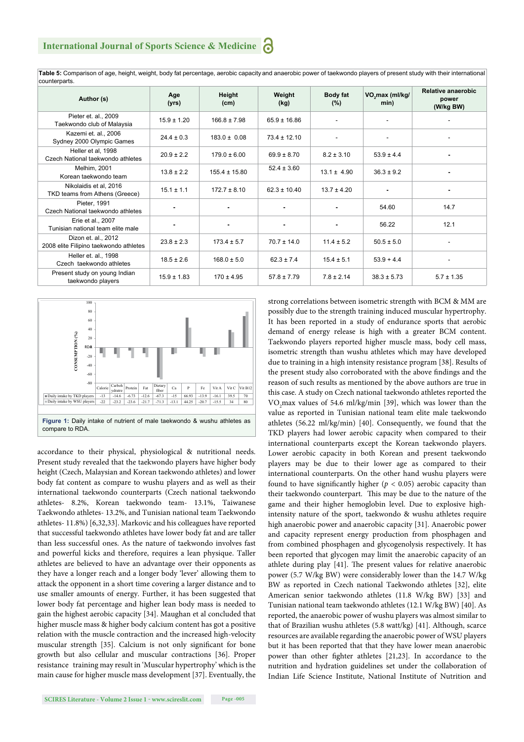**Table 5:** Comparison of age, height, weight, body fat percentage, aerobic capacity and anaerobic power of taekwondo players of present study with their international counterparts.

| Author (s) | Age (yrs) | Height (cm) | Weight (kg) | Body fat (%) | $VO_2$max (ml/kg/min) | Relative anaerobic power (W/kg BW) |
|---|---|---|---|---|---|---|
| Pieter et. al., 2009 Taekwondo club of Malaysia | 15.9 ± 1.20 | 166.8 ± 7.98 | 65.9 ± 16.86 | - | - | - |
| Kazemi et. al., 2006 Sydney 2000 Olympic Games | 24.4 ± 0.3 | 183.0 ± 0.08 | 73.4 ± 12.10 | - | - | - |
| Heller et al, 1998 Czech National taekwondo athletes | 20.9 ± 2.2 | 179.0 ± 6.00 | 69.9 ± 8.70 | 8.2 ± 3.10 | 53.9 ± 4.4 | - |
| Melhim, 2001 Korean taekwondo team | 13.8 ± 2.2 | 155.4 ± 15.80 | 52.4 ± 3.60 | 13.1 ± 4.90 | 36.3 ± 9.2 | - |
| Nikolaidis et al, 2016 TKD teams from Athens (Greece) | 15.1 ± 1.1 | 172.7 ± 8.10 | 62.3 ± 10.40 | 13.7 ± 4.20 | - | - |
| Pieter, 1991 Czech National taekwondo athletes | - | - | - | - | 54.60 | 14.7 |
| Erie et al., 2007 Tunisian national team elite male | - | - | - | - | 56.22 | 12.1 |
| Dizon et. al., 2012 2008 elite Filipino taekwondo athletes | 23.8 ± 2.3 | 173.4 ± 5.7 | 70.7 ± 14.0 | 11.4 ± 5.2 | 50.5 ± 5.0 | - |
| Heller et. al., 1998 Czech taekwondo athletes | 18.5 ± 2.6 | 168.0 ± 5.0 | 62.3 ± 7.4 | 15.4 ± 5.1 | 53.9 + 4.4 | - |
| Present study on young Indian taekwondo players | 15.9 ± 1.83 | 170 ± 4.95 | 57.8 ± 7.79 | 7.8 ± 2.14 | 38.3 ± 5.73 | 5.7 ± 1.35 |

| | Calorie | Carbohydrate | Protein | Fat | Dietary fiber | Ca | P | Fe | Vit A | Vit C | Vit B12 |
|---|---|---|---|---|---|---|---|---|---|---|---|
| Daily intake by TKD players | -13 | -14.6 | -6.73 | -12.6 | -67.3 | -15 | 66.93 | -13.9 | -16.1 | 39.5 | 70 |
| Daily intake by WSU players | -22 | -23.2 | -23.6 | -21.7 | -71.3 | -13.1 | 44.25 | -20.7 | -15.5 | 34 | 80 |

**Figure 1:** Daily intake of nutrient of male taekwondo & wushu athletes as compare to RDA.

accordance to their physical, physiological & nutritional needs. Present study revealed that the taekwondo players have higher body height (Czech, Malaysian and Korean taekwondo athletes) and lower body fat content as compare to wushu players and as well as their international taekwondo counterparts (Czech national taekwondo athletes- 8.2%, Korean taekwondo team- 13.1%, Taiwanese Taekwondo athletes- 13.2%, and Tunisian national team Taekwondo athletes- 11.8%) [6,32,33]. Markovic and his colleagues have reported that successful taekwondo athletes have lower body fat and are taller than less successful ones. As the nature of taekwondo involves fast and powerful kicks and therefore, requires a lean physique. Taller athletes are believed to have an advantage over their opponents as they have a longer reach and a longer body 'lever' allowing them to attack the opponent in a short time covering a larger distance and to use smaller amounts of energy. Further, it has been suggested that lower body fat percentage and higher lean body mass is needed to gain the highest aerobic capacity [34]. Maughan et al concluded that higher muscle mass & higher body calcium content has got a positive relation with the muscle contraction and the increased high-velocity muscular strength [35]. Calcium is not only significant for bone growth but also cellular and muscular contractions [36]. Proper resistance training may result in 'Muscular hypertrophy' which is the main cause for higher muscle mass development [37]. Eventually, the strong correlations between isometric strength with BCM & MM are possibly due to the strength training induced muscular hypertrophy. It has been reported in a study of endurance sports that aerobic demand of energy release is high with a greater BCM content. Taekwondo players reported higher muscle mass, body cell mass, isometric strength than wushu athletes which may have developed due to training in a high intensity resistance program [38]. Results of the present study also corroborated with the above findings and the reason of such results as mentioned by the above authors are true in this case. A study on Czech national taekwondo athletes reported the $VO_2$max values of 54.6 ml/kg/min [39], which was lower than the value as reported in Tunisian national team elite male taekwondo athletes (56.22 ml/kg/min) [40]. Consequently, we found that the TKD players had lower aerobic capacity when compared to their international counterparts except the Korean taekwondo players. Lower aerobic capacity in both Korean and present taekwondo players may be due to their lower age as compared to their international counterparts. On the other hand wushu players were found to have significantly higher ($p < 0.05$) aerobic capacity than their taekwondo counterpart. This may be due to the nature of the game and their higher hemoglobin level. Due to explosive high-intensity nature of the sport, taekwondo & wushu athletes require high anaerobic power and anaerobic capacity [31]. Anaerobic power and capacity represent energy production from phosphagen and from combined phosphagen and glycogenolysis respectively. It has been reported that glycogen may limit the anaerobic capacity of an athlete during play [41]. The present values for relative anaerobic power (5.7 W/kg BW) were considerably lower than the 14.7 W/kg BW as reported in Czech national Taekwondo athletes [32], elite American senior taekwondo athletes (11.8 W/kg BW) [33] and Tunisian national team taekwondo athletes (12.1 W/kg BW) [40]. As reported, the anaerobic power of wushu players was almost similar to that of Brazilian wushu athletes (5.8 watt/kg) [41]. Although, scarce resources are available regarding the anaerobic power of WSU players but it has been reported that that they have lower mean anaerobic power than other fighter athletes [21,23]. In accordance to the nutrition and hydration guidelines set under the collaboration of Indian Life Science Institute, National Institute of Nutrition and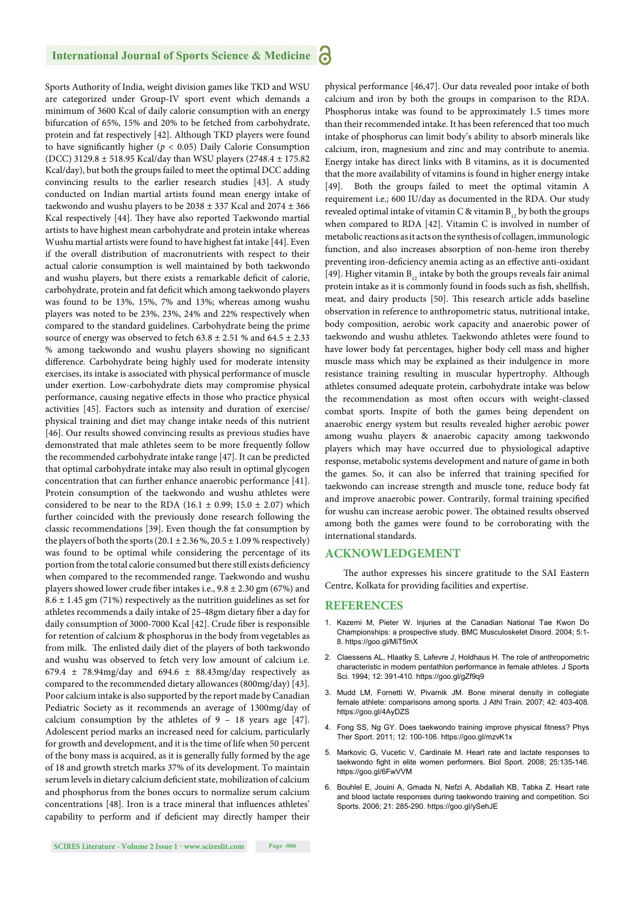Sports Authority of India, weight division games like TKD and WSU are categorized under Group-IV sport event which demands a minimum of 3600 Kcal of daily calorie consumption with an energy bifurcation of 65%, 15% and 20% to be fetched from carbohydrate, protein and fat respectively [42]. Although TKD players were found to have significantly higher ($p < 0.05$) Daily Calorie Consumption (DCC) 3129.8 ± 518.95 Kcal/day than WSU players (2748.4 ± 175.82 Kcal/day), but both the groups failed to meet the optimal DCC adding convincing results to the earlier research studies [43]. A study conducted on Indian martial artists found mean energy intake of taekwondo and wushu players to be 2038 ± 337 Kcal and 2074 ± 366 Kcal respectively [44]. They have also reported Taekwondo martial artists to have highest mean carbohydrate and protein intake whereas Wushu martial artists were found to have highest fat intake [44]. Even if the overall distribution of macronutrients with respect to their actual calorie consumption is well maintained by both taekwondo and wushu players, but there exists a remarkable deficit of calorie, carbohydrate, protein and fat deficit which among taekwondo players was found to be 13%, 15%, 7% and 13%; whereas among wushu players was noted to be 23%, 23%, 24% and 22% respectively when compared to the standard guidelines. Carbohydrate being the prime source of energy was observed to fetch 63.8 ± 2.51 % and 64.5 ± 2.33 % among taekwondo and wushu players showing no significant difference. Carbohydrate being highly used for moderate intensity exercises, its intake is associated with physical performance of muscle under exertion. Low-carbohydrate diets may compromise physical performance, causing negative effects in those who practice physical activities [45]. Factors such as intensity and duration of exercise/physical training and diet may change intake needs of this nutrient [46]. Our results showed convincing results as previous studies have demonstrated that male athletes seem to be more frequently follow the recommended carbohydrate intake range [47]. It can be predicted that optimal carbohydrate intake may also result in optimal glycogen concentration that can further enhance anaerobic performance [41]. Protein consumption of the taekwondo and wushu athletes were considered to be near to the RDA (16.1 ± 0.99; 15.0 ± 2.07) which further coincided with the previously done research following the classic recommendations [39]. Even though the fat consumption by the players of both the sports (20.1 ± 2.36 %, 20.5 ± 1.09 % respectively) was found to be optimal while considering the percentage of its portion from the total calorie consumed but there still exists deficiency when compared to the recommended range. Taekwondo and wushu players showed lower crude fiber intakes i.e., 9.8 ± 2.30 gm (67%) and 8.6 ± 1.45 gm (71%) respectively as the nutrition guidelines as set for athletes recommends a daily intake of 25-48gm dietary fiber a day for daily consumption of 3000-7000 Kcal [42]. Crude fiber is responsible for retention of calcium & phosphorus in the body from vegetables as from milk. The enlisted daily diet of the players of both taekwondo and wushu was observed to fetch very low amount of calcium i.e. 679.4 ± 78.94mg/day and 694.6 ± 88.43mg/day respectively as compared to the recommended dietary allowances (800mg/day) [43]. Poor calcium intake is also supported by the report made by Canadian Pediatric Society as it recommends an average of 1300mg/day of calcium consumption by the athletes of 9 – 18 years age [47]. Adolescent period marks an increased need for calcium, particularly for growth and development, and it is the time of life when 50 percent of the bony mass is acquired, as it is generally fully formed by the age of 18 and growth stretch marks 37% of its development. To maintain serum levels in dietary calcium deficient state, mobilization of calcium and phosphorus from the bones occurs to normalize serum calcium concentrations [48]. Iron is a trace mineral that influences athletes' capability to perform and if deficient may directly hamper their physical performance [46,47]. Our data revealed poor intake of both calcium and iron by both the groups in comparison to the RDA. Phosphorus intake was found to be approximately 1.5 times more than their recommended intake. It has been referenced that too much intake of phosphorus can limit body's ability to absorb minerals like calcium, iron, magnesium and zinc and may contribute to anemia. Energy intake has direct links with B vitamins, as it is documented that the more availability of vitamins is found in higher energy intake [49]. Both the groups failed to meet the optimal vitamin A requirement i.e.; 600 IU/day as documented in the RDA. Our study revealed optimal intake of vitamin C & vitamin $B_{12}$ by both the groups when compared to RDA [42]. Vitamin C is involved in number of metabolic reactions as it acts on the synthesis of collagen, immunologic function, and also increases absorption of non-heme iron thereby preventing iron-deficiency anemia acting as an effective anti-oxidant [49]. Higher vitamin $B_{12}$ intake by both the groups reveals fair animal protein intake as it is commonly found in foods such as fish, shellfish, meat, and dairy products [50]. This research article adds baseline observation in reference to anthropometric status, nutritional intake, body composition, aerobic work capacity and anaerobic power of taekwondo and wushu athletes. Taekwondo athletes were found to have lower body fat percentages, higher body cell mass and higher muscle mass which may be explained as their indulgence in more resistance training resulting in muscular hypertrophy. Although athletes consumed adequate protein, carbohydrate intake was below the recommendation as most often occurs with weight-classed combat sports. Inspite of both the games being dependent on anaerobic energy system but results revealed higher aerobic power among wushu players & anaerobic capacity among taekwondo players which may have occurred due to physiological adaptive response, metabolic systems development and nature of game in both the games. So, it can also be inferred that training specified for taekwondo can increase strength and muscle tone, reduce body fat and improve anaerobic power. Contrarily, formal training specified for wushu can increase aerobic power. The obtained results observed among both the games were found to be corroborating with the international standards.

## ACKNOWLEDGEMENT

The author expresses his sincere gratitude to the SAI Eastern Centre, Kolkata for providing facilities and expertise.

## REFERENCES

1. Kazemi M, Pieter W. Injuries at the Canadian National Tae Kwon Do Championships: a prospective study. BMC Musculoskelet Disord. 2004; 5:1-8. https://goo.gl/MiT5mX
2. Claessens AL, Hlaatky S, Lafevre J, Holdhaus H. The role of anthropometric characteristic in modern pentathlon performance in female athletes. J Sports Sci. 1994; 12: 391-410. https://goo.gl/gZf9q9
3. Mudd LM, Fornetti W, Pivarnik JM. Bone mineral density in collegiate female athlete: comparisons among sports. J Athl Train. 2007; 42: 403-408. https://goo.gl/4AyDZS
4. Fong SS, Ng GY. Does taekwondo training improve physical fitness? Phys Ther Sport. 2011; 12: 100-106. https://goo.gl/mzvK1x
5. Markovic G, Vucetic V, Cardinale M. Heart rate and lactate responses to taekwondo fight in elite women performers. Biol Sport. 2008; 25:135-146. https://goo.gl/6FwVVM
6. Bouhlel E, Jouini A, Gmada N, Nefzi A, Abdallah KB, Tabka Z. Heart rate and blood lactate responses during taekwondo training and competition. Sci Sports. 2006; 21: 285-290. https://goo.gl/ySehJE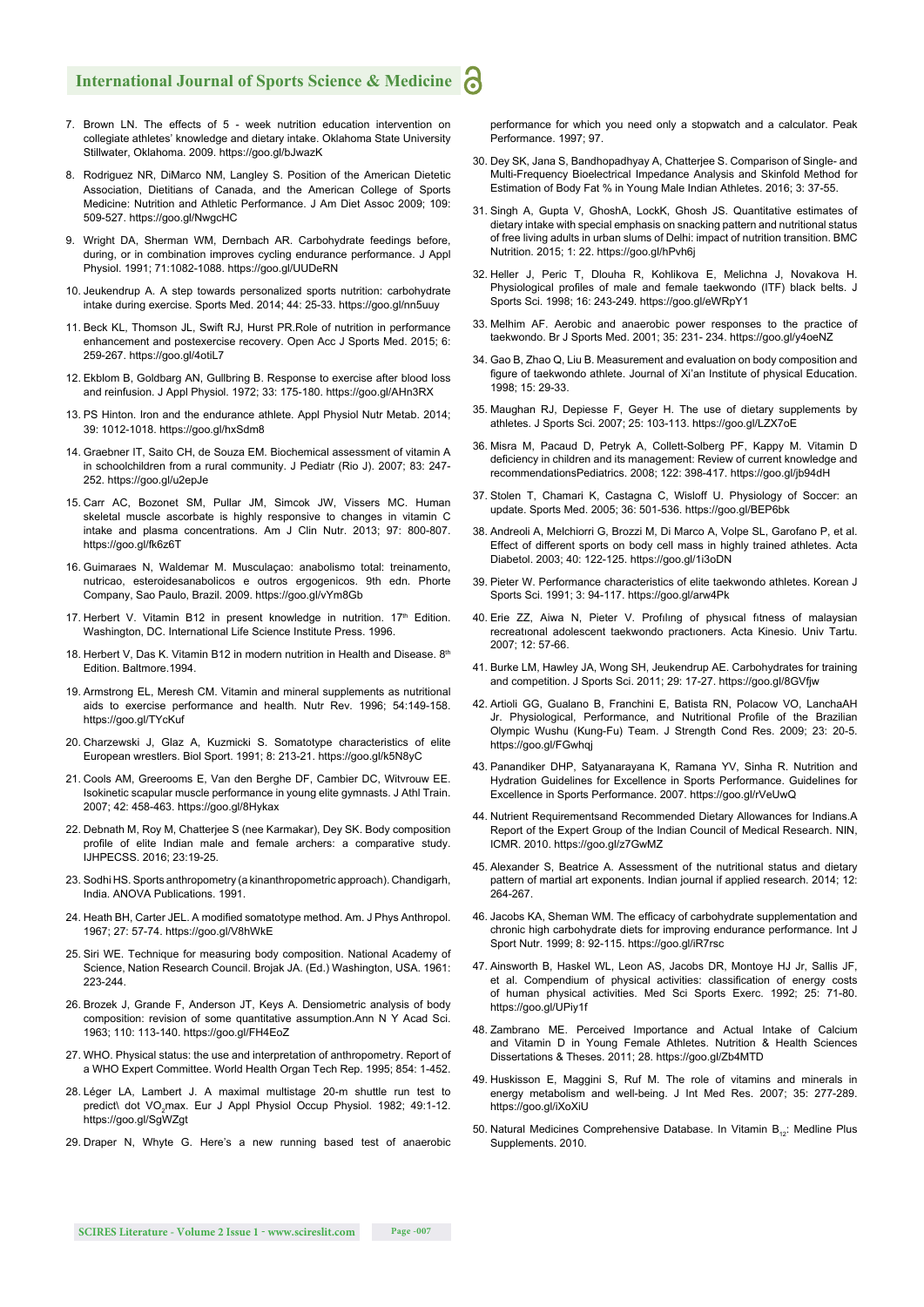7. Brown LN. The effects of 5 - week nutrition education intervention on collegiate athletes' knowledge and dietary intake. Oklahoma State University Stillwater, Oklahoma. 2009. https://goo.gl/bJwazK

8. Rodriguez NR, DiMarco NM, Langley S. Position of the American Dietetic Association, Dietitians of Canada, and the American College of Sports Medicine: Nutrition and Athletic Performance. J Am Diet Assoc 2009; 109: 509-527. https://goo.gl/NwgcHC

9. Wright DA, Sherman WM, Dernbach AR. Carbohydrate feedings before, during, or in combination improves cycling endurance performance. J Appl Physiol. 1991; 71:1082-1088. https://goo.gl/UUDeRN

10. Jeukendrup A. A step towards personalized sports nutrition: carbohydrate intake during exercise. Sports Med. 2014; 44: 25-33. https://goo.gl/nn5uuy

11. Beck KL, Thomson JL, Swift RJ, Hurst PR.Role of nutrition in performance enhancement and postexercise recovery. Open Acc J Sports Med. 2015; 6: 259-267. https://goo.gl/4otiL7

12. Ekblom B, Goldbarg AN, Gullbring B. Response to exercise after blood loss and reinfusion. J Appl Physiol. 1972; 33: 175-180. https://goo.gl/AHn3RX

13. PS Hinton. Iron and the endurance athlete. Appl Physiol Nutr Metab. 2014; 39: 1012-1018. https://goo.gl/hxSdm8

14. Graebner IT, Saito CH, de Souza EM. Biochemical assessment of vitamin A in schoolchildren from a rural community. J Pediatr (Rio J). 2007; 83: 247-252. https://goo.gl/u2epJe

15. Carr AC, Bozonet SM, Pullar JM, Simcok JW, Vissers MC. Human skeletal muscle ascorbate is highly responsive to changes in vitamin C intake and plasma concentrations. Am J Clin Nutr. 2013; 97: 800-807. https://goo.gl/fk6z6T

16. Guimaraes N, Waldemar M. Musculaçao: anabolismo total: treinamento, nutricao, esteroidesanabolicos e outros ergogenicos. 9th edn. Phorte Company, Sao Paulo, Brazil. 2009. https://goo.gl/vYm8Gb

17. Herbert V. Vitamin B12 in present knowledge in nutrition. 17th Edition. Washington, DC. International Life Science Institute Press. 1996.

18. Herbert V, Das K. Vitamin B12 in modern nutrition in Health and Disease. 8th Edition. Baltmore.1994.

19. Armstrong EL, Meresh CM. Vitamin and mineral supplements as nutritional aids to exercise performance and health. Nutr Rev. 1996; 54:149-158. https://goo.gl/TYcKuf

20. Charzewski J, Glaz A, Kuzmicki S. Somatotype characteristics of elite European wrestlers. Biol Sport. 1991; 8: 213-21. https://goo.gl/k5N8yC

21. Cools AM, Greerooms E, Van den Berghe DF, Cambier DC, Witvrouw EE. Isokinetic scapular muscle performance in young elite gymnasts. J Athl Train. 2007; 42: 458-463. https://goo.gl/8Hykax

22. Debnath M, Roy M, Chatterjee S (nee Karmakar), Dey SK. Body composition profile of elite Indian male and female archers: a comparative study. IJHPECSS. 2016; 23:19-25.

23. Sodhi HS. Sports anthropometry (a kinanthropometric approach). Chandigarh, India. ANOVA Publications. 1991.

24. Heath BH, Carter JEL. A modified somatotype method. Am. J Phys Anthropol. 1967; 27: 57-74. https://goo.gl/V8hWkE

25. Siri WE. Technique for measuring body composition. National Academy of Science, Nation Research Council. Brojak JA. (Ed.) Washington, USA. 1961: 223-244.

26. Brozek J, Grande F, Anderson JT, Keys A. Densiometric analysis of body composition: revision of some quantitative assumption.Ann N Y Acad Sci. 1963; 110: 113-140. https://goo.gl/FH4EoZ

27. WHO. Physical status: the use and interpretation of anthropometry. Report of a WHO Expert Committee. World Health Organ Tech Rep. 1995; 854: 1-452.

28. Léger LA, Lambert J. A maximal multistage 20-m shuttle run test to predict\ dot $VO_2$max. Eur J Appl Physiol Occup Physiol. 1982; 49:1-12. https://goo.gl/SgWZgt

29. Draper N, Whyte G. Here's a new running based test of anaerobic performance for which you need only a stopwatch and a calculator. Peak Performance. 1997; 97.

30. Dey SK, Jana S, Bandhopadhyay A, Chatterjee S. Comparison of Single- and Multi-Frequency Bioelectrical Impedance Analysis and Skinfold Method for Estimation of Body Fat % in Young Male Indian Athletes. 2016; 3: 37-55.

31. Singh A, Gupta V, GhoshA, LockK, Ghosh JS. Quantitative estimates of dietary intake with special emphasis on snacking pattern and nutritional status of free living adults in urban slums of Delhi: impact of nutrition transition. BMC Nutrition. 2015; 1: 22. https://goo.gl/hPvh6j

32. Heller J, Peric T, Dlouha R, Kohlikova E, Melichna J, Novakova H. Physiological profiles of male and female taekwondo (ITF) black belts. J Sports Sci. 1998; 16: 243-249. https://goo.gl/eWRpY1

33. Melhim AF. Aerobic and anaerobic power responses to the practice of taekwondo. Br J Sports Med. 2001; 35: 231- 234. https://goo.gl/y4oeNZ

34. Gao B, Zhao Q, Liu B. Measurement and evaluation on body composition and figure of taekwondo athlete. Journal of Xi'an Institute of physical Education. 1998; 15: 29-33.

35. Maughan RJ, Depiesse F, Geyer H. The use of dietary supplements by athletes. J Sports Sci. 2007; 25: 103-113. https://goo.gl/LZX7oE

36. Misra M, Pacaud D, Petryk A, Collett-Solberg PF, Kappy M. Vitamin D deficiency in children and its management: Review of current knowledge and recommendationsPediatrics. 2008; 122: 398-417. https://goo.gl/jb94dH

37. Stolen T, Chamari K, Castagna C, Wisloff U. Physiology of Soccer: an update. Sports Med. 2005; 36: 501-536. https://goo.gl/BEP6bk

38. Andreoli A, Melchiorri G, Brozzi M, Di Marco A, Volpe SL, Garofano P, et al. Effect of different sports on body cell mass in highly trained athletes. Acta Diabetol. 2003; 40: 122-125. https://goo.gl/1i3oDN

39. Pieter W. Performance characteristics of elite taekwondo athletes. Korean J Sports Sci. 1991; 3: 94-117. https://goo.gl/arw4Pk

40. Erie ZZ, Aiwa N, Pieter V. Profılıng of physıcal fıtness of malaysian recreatıonal adolescent taekwondo practıoners. Acta Kinesio. Univ Tartu. 2007; 12: 57-66.

41. Burke LM, Hawley JA, Wong SH, Jeukendrup AE. Carbohydrates for training and competition. J Sports Sci. 2011; 29: 17-27. https://goo.gl/8GVfjw

42. Artioli GG, Gualano B, Franchini E, Batista RN, Polacow VO, LanchaAH Jr. Physiological, Performance, and Nutritional Profile of the Brazilian Olympic Wushu (Kung-Fu) Team. J Strength Cond Res. 2009; 23: 20-5. https://goo.gl/FGwhqj

43. Panandiker DHP, Satyanarayana K, Ramana YV, Sinha R. Nutrition and Hydration Guidelines for Excellence in Sports Performance. Guidelines for Excellence in Sports Performance. 2007. https://goo.gl/rVeUwQ

44. Nutrient Requirementsand Recommended Dietary Allowances for Indians.A Report of the Expert Group of the Indian Council of Medical Research. NIN, ICMR. 2010. https://goo.gl/z7GwMZ

45. Alexander S, Beatrice A. Assessment of the nutritional status and dietary pattern of martial art exponents. Indian journal if applied research. 2014; 12: 264-267.

46. Jacobs KA, Sheman WM. The efficacy of carbohydrate supplementation and chronic high carbohydrate diets for improving endurance performance. Int J Sport Nutr. 1999; 8: 92-115. https://goo.gl/iR7rsc

47. Ainsworth B, Haskel WL, Leon AS, Jacobs DR, Montoye HJ Jr, Sallis JF, et al. Compendium of physical activities: classification of energy costs of human physical activities. Med Sci Sports Exerc. 1992; 25: 71-80. https://goo.gl/UPiy1f

48. Zambrano ME. Perceived Importance and Actual Intake of Calcium and Vitamin D in Young Female Athletes. Nutrition & Health Sciences Dissertations & Theses. 2011; 28. https://goo.gl/Zb4MTD

49. Huskisson E, Maggini S, Ruf M. The role of vitamins and minerals in energy metabolism and well-being. J Int Med Res. 2007; 35: 277-289. https://goo.gl/iXoXiU

50. Natural Medicines Comprehensive Database. In Vitamin $B_{12}$: Medline Plus Supplements. 2010.